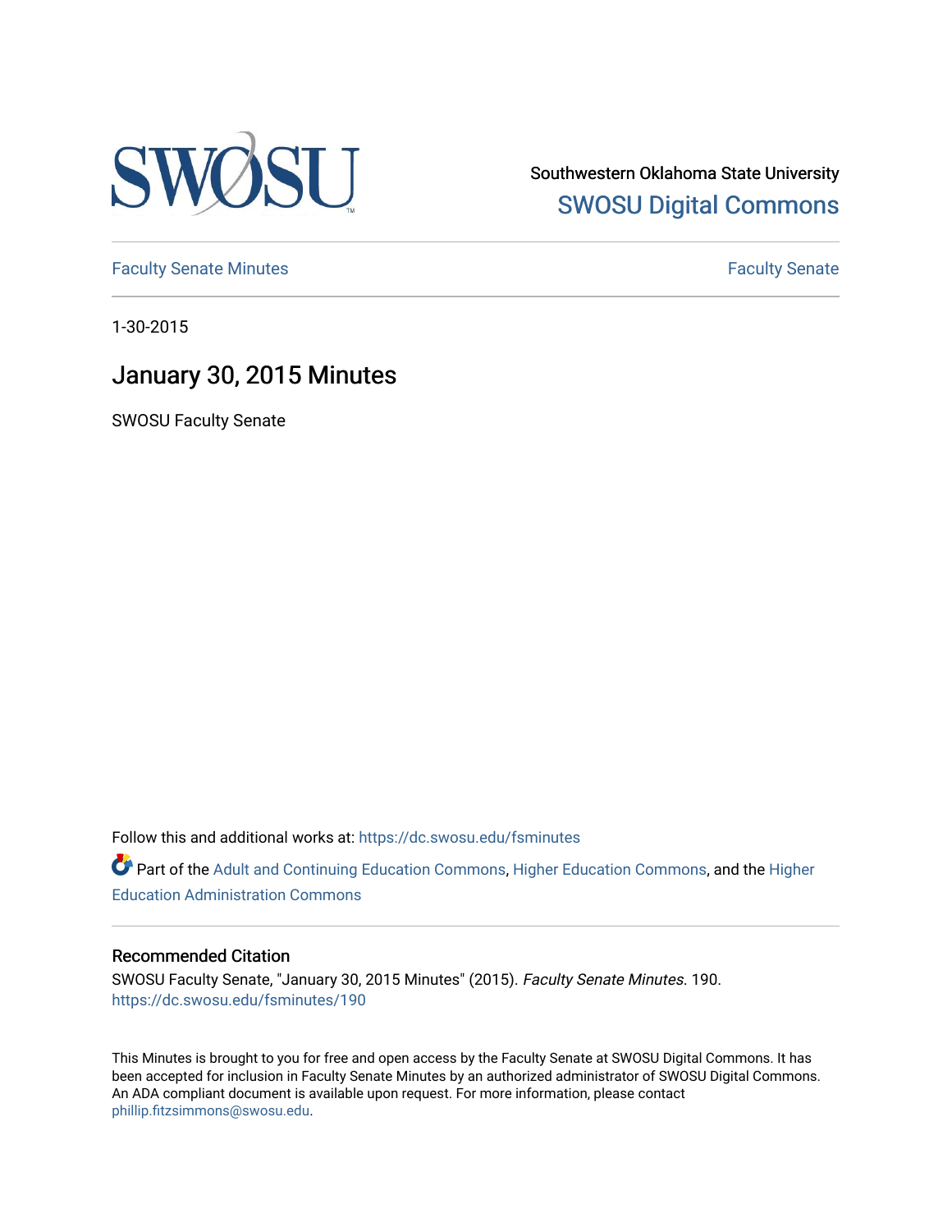Southwestern Oklahoma State University
SWOSU Digital Commons

Faculty Senate Minutes | Faculty Senate

1-30-2015

# January 30, 2015 Minutes

SWOSU Faculty Senate

Follow this and additional works at: https://dc.swosu.edu/fsminutes

Part of the Adult and Continuing Education Commons, Higher Education Commons, and the Higher Education Administration Commons

## Recommended Citation

SWOSU Faculty Senate, "January 30, 2015 Minutes" (2015). *Faculty Senate Minutes*. 190.
https://dc.swosu.edu/fsminutes/190

This Minutes is brought to you for free and open access by the Faculty Senate at SWOSU Digital Commons. It has been accepted for inclusion in Faculty Senate Minutes by an authorized administrator of SWOSU Digital Commons. An ADA compliant document is available upon request. For more information, please contact phillip.fitzsimmons@swosu.edu.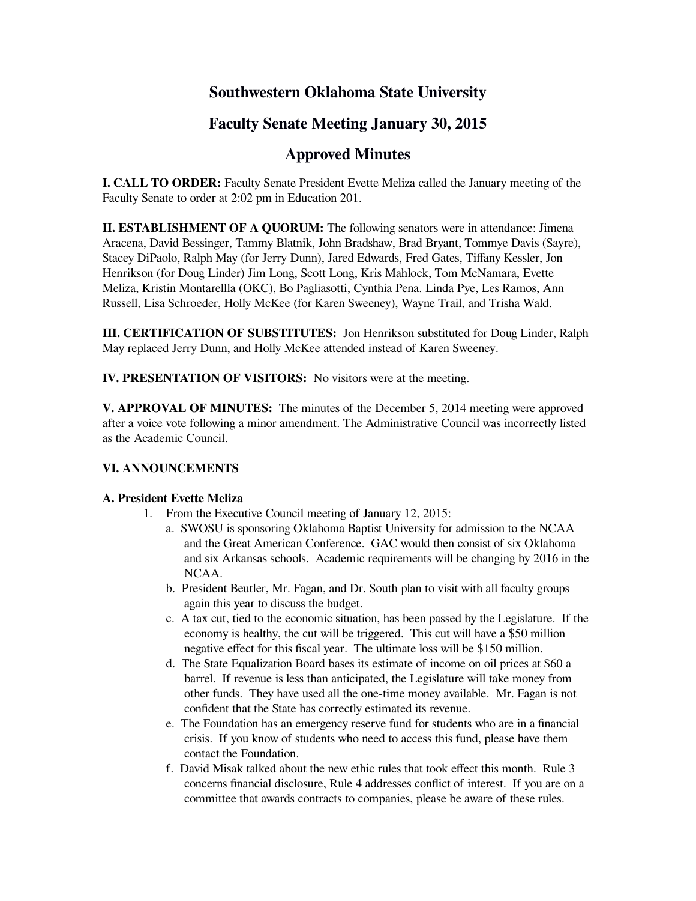# Southwestern Oklahoma State University

## Faculty Senate Meeting January 30, 2015

## Approved Minutes

**I. CALL TO ORDER:** Faculty Senate President Evette Meliza called the January meeting of the Faculty Senate to order at 2:02 pm in Education 201.

**II. ESTABLISHMENT OF A QUORUM:** The following senators were in attendance: Jimena Aracena, David Bessinger, Tammy Blatnik, John Bradshaw, Brad Bryant, Tommye Davis (Sayre), Stacey DiPaolo, Ralph May (for Jerry Dunn), Jared Edwards, Fred Gates, Tiffany Kessler, Jon Henrikson (for Doug Linder) Jim Long, Scott Long, Kris Mahlock, Tom McNamara, Evette Meliza, Kristin Montarellla (OKC), Bo Pagliasotti, Cynthia Pena. Linda Pye, Les Ramos, Ann Russell, Lisa Schroeder, Holly McKee (for Karen Sweeney), Wayne Trail, and Trisha Wald.

**III. CERTIFICATION OF SUBSTITUTES:** Jon Henrikson substituted for Doug Linder, Ralph May replaced Jerry Dunn, and Holly McKee attended instead of Karen Sweeney.

**IV. PRESENTATION OF VISITORS:** No visitors were at the meeting.

**V. APPROVAL OF MINUTES:** The minutes of the December 5, 2014 meeting were approved after a voice vote following a minor amendment. The Administrative Council was incorrectly listed as the Academic Council.

**VI. ANNOUNCEMENTS**

**A. President Evette Meliza**

1. From the Executive Council meeting of January 12, 2015:
   a. SWOSU is sponsoring Oklahoma Baptist University for admission to the NCAA and the Great American Conference. GAC would then consist of six Oklahoma and six Arkansas schools. Academic requirements will be changing by 2016 in the NCAA.
   b. President Beutler, Mr. Fagan, and Dr. South plan to visit with all faculty groups again this year to discuss the budget.
   c. A tax cut, tied to the economic situation, has been passed by the Legislature. If the economy is healthy, the cut will be triggered. This cut will have a $50 million negative effect for this fiscal year. The ultimate loss will be $150 million.
   d. The State Equalization Board bases its estimate of income on oil prices at $60 a barrel. If revenue is less than anticipated, the Legislature will take money from other funds. They have used all the one-time money available. Mr. Fagan is not confident that the State has correctly estimated its revenue.
   e. The Foundation has an emergency reserve fund for students who are in a financial crisis. If you know of students who need to access this fund, please have them contact the Foundation.
   f. David Misak talked about the new ethic rules that took effect this month. Rule 3 concerns financial disclosure, Rule 4 addresses conflict of interest. If you are on a committee that awards contracts to companies, please be aware of these rules.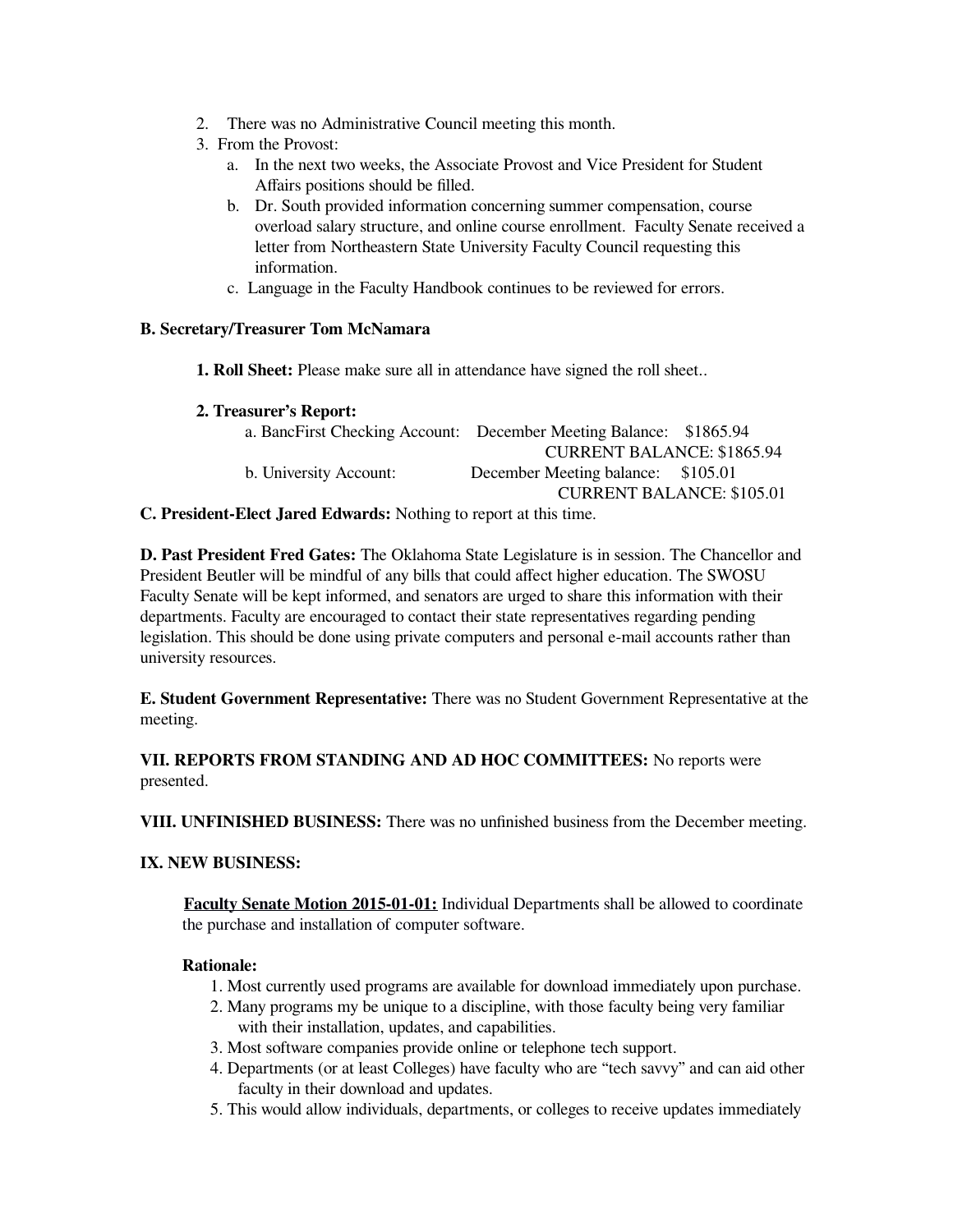2. There was no Administrative Council meeting this month.
3. From the Provost:
   a. In the next two weeks, the Associate Provost and Vice President for Student Affairs positions should be filled.
   b. Dr. South provided information concerning summer compensation, course overload salary structure, and online course enrollment. Faculty Senate received a letter from Northeastern State University Faculty Council requesting this information.
   c. Language in the Faculty Handbook continues to be reviewed for errors.

**B. Secretary/Treasurer Tom McNamara**

**1. Roll Sheet:** Please make sure all in attendance have signed the roll sheet..

**2. Treasurer's Report:**

a. BancFirst Checking Account: December Meeting Balance: $1865.94
CURRENT BALANCE: $1865.94

b. University Account: December Meeting balance: $105.01
CURRENT BALANCE: $105.01

**C. President-Elect Jared Edwards:** Nothing to report at this time.

**D. Past President Fred Gates:** The Oklahoma State Legislature is in session. The Chancellor and President Beutler will be mindful of any bills that could affect higher education. The SWOSU Faculty Senate will be kept informed, and senators are urged to share this information with their departments. Faculty are encouraged to contact their state representatives regarding pending legislation. This should be done using private computers and personal e-mail accounts rather than university resources.

**E. Student Government Representative:** There was no Student Government Representative at the meeting.

**VII. REPORTS FROM STANDING AND AD HOC COMMITTEES:** No reports were presented.

**VIII. UNFINISHED BUSINESS:** There was no unfinished business from the December meeting.

**IX. NEW BUSINESS:**

**Faculty Senate Motion 2015-01-01:** Individual Departments shall be allowed to coordinate the purchase and installation of computer software.

**Rationale:**

1. Most currently used programs are available for download immediately upon purchase.
2. Many programs my be unique to a discipline, with those faculty being very familiar with their installation, updates, and capabilities.
3. Most software companies provide online or telephone tech support.
4. Departments (or at least Colleges) have faculty who are "tech savvy" and can aid other faculty in their download and updates.
5. This would allow individuals, departments, or colleges to receive updates immediately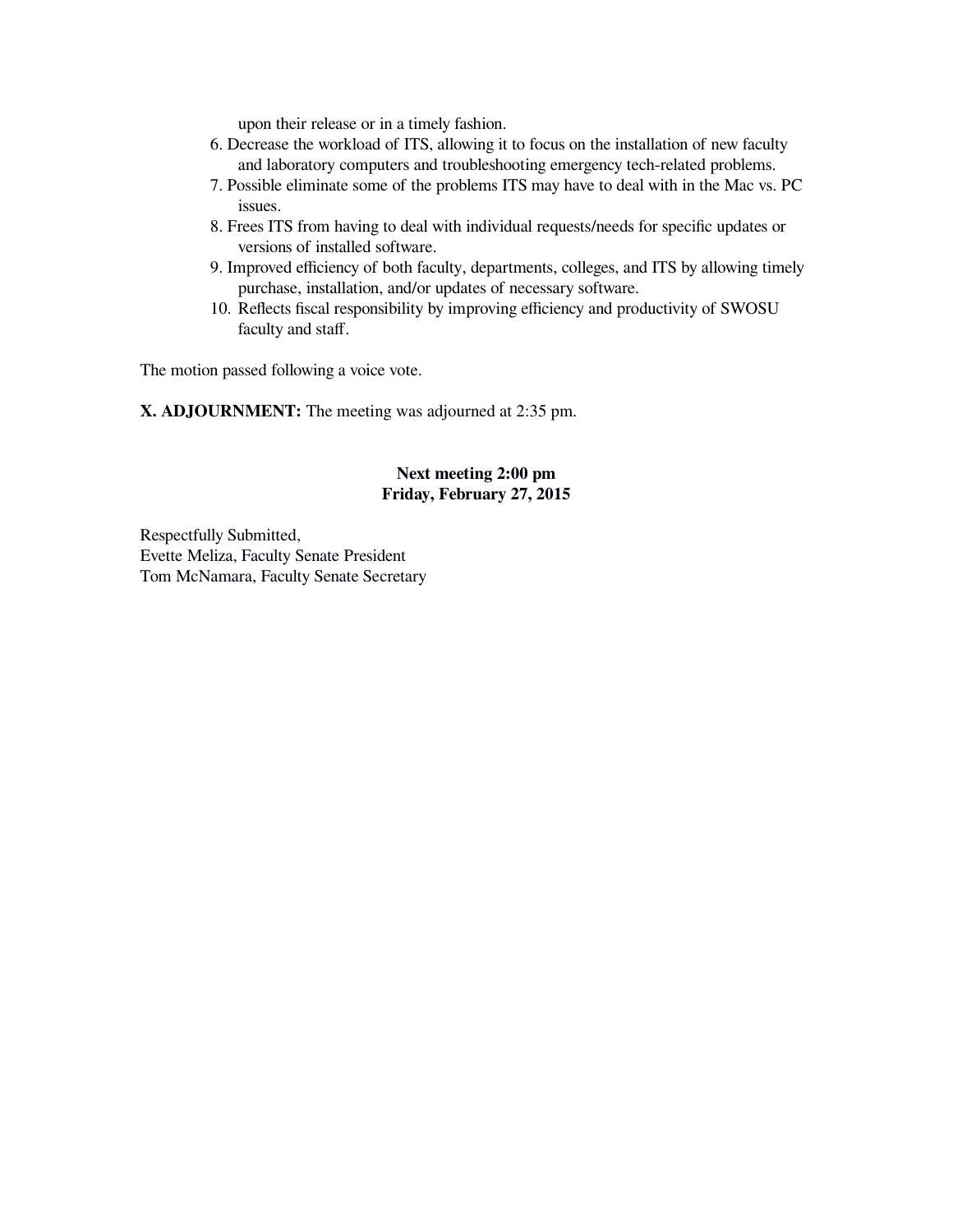upon their release or in a timely fashion.

6. Decrease the workload of ITS, allowing it to focus on the installation of new faculty and laboratory computers and troubleshooting emergency tech-related problems.
7. Possible eliminate some of the problems ITS may have to deal with in the Mac vs. PC issues.
8. Frees ITS from having to deal with individual requests/needs for specific updates or versions of installed software.
9. Improved efficiency of both faculty, departments, colleges, and ITS by allowing timely purchase, installation, and/or updates of necessary software.
10. Reflects fiscal responsibility by improving efficiency and productivity of SWOSU faculty and staff.

The motion passed following a voice vote.

**X. ADJOURNMENT:** The meeting was adjourned at 2:35 pm.

**Next meeting 2:00 pm**
**Friday, February 27, 2015**

Respectfully Submitted,
Evette Meliza, Faculty Senate President
Tom McNamara, Faculty Senate Secretary